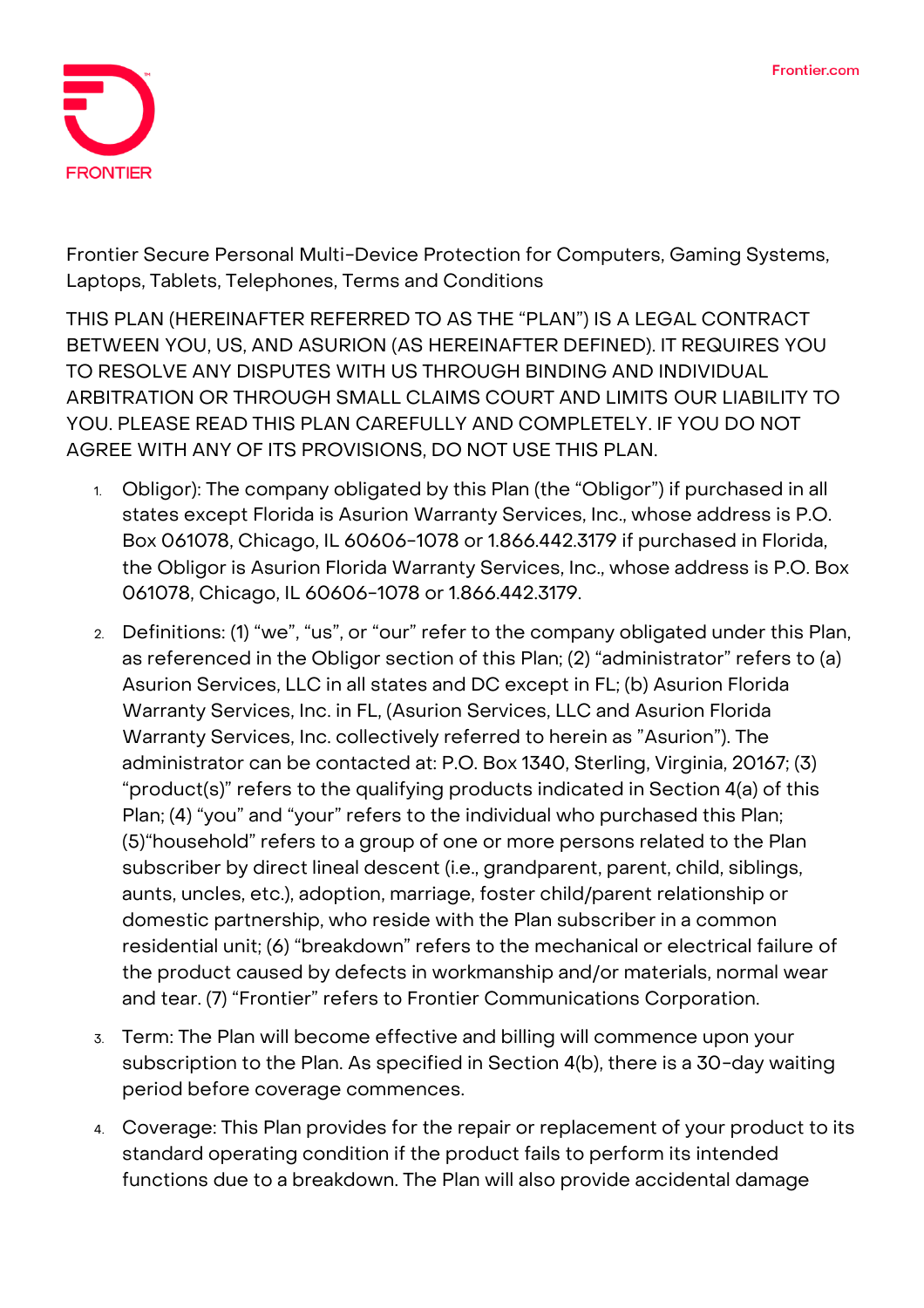Frontier Secure Personal Multi-Device Protection for Computers, Gaming Systems, Laptops, Tablets, Telephones, Terms and Conditions

THIS PLAN (HEREINAFTER REFERRED TO AS THE "PLAN") IS A LEGAL CONTRACT BETWEEN YOU, US, AND ASURION (AS HEREINAFTER DEFINED). IT REQUIRES YOU TO RESOLVE ANY DISPUTES WITH US THROUGH BINDING AND INDIVIDUAL ARBITRATION OR THROUGH SMALL CLAIMS COURT AND LIMITS OUR LIABILITY TO YOU. PLEASE READ THIS PLAN CAREFULLY AND COMPLETELY. IF YOU DO NOT AGREE WITH ANY OF ITS PROVISIONS, DO NOT USE THIS PLAN.

1. Obligor): The company obligated by this Plan (the "Obligor") if purchased in all states except Florida is Asurion Warranty Services, Inc., whose address is P.O. Box 061078, Chicago, IL 60606-1078 or 1.866.442.3179 if purchased in Florida, the Obligor is Asurion Florida Warranty Services, Inc., whose address is P.O. Box 061078, Chicago, IL 60606-1078 or 1.866.442.3179.
2. Definitions: (1) "we", "us", or "our" refer to the company obligated under this Plan, as referenced in the Obligor section of this Plan; (2) "administrator" refers to (a) Asurion Services, LLC in all states and DC except in FL; (b) Asurion Florida Warranty Services, Inc. in FL, (Asurion Services, LLC and Asurion Florida Warranty Services, Inc. collectively referred to herein as "Asurion"). The administrator can be contacted at: P.O. Box 1340, Sterling, Virginia, 20167; (3) "product(s)" refers to the qualifying products indicated in Section 4(a) of this Plan; (4) "you" and "your" refers to the individual who purchased this Plan; (5)"household" refers to a group of one or more persons related to the Plan subscriber by direct lineal descent (i.e., grandparent, parent, child, siblings, aunts, uncles, etc.), adoption, marriage, foster child/parent relationship or domestic partnership, who reside with the Plan subscriber in a common residential unit; (6) "breakdown" refers to the mechanical or electrical failure of the product caused by defects in workmanship and/or materials, normal wear and tear. (7) "Frontier" refers to Frontier Communications Corporation.
3. Term: The Plan will become effective and billing will commence upon your subscription to the Plan. As specified in Section 4(b), there is a 30-day waiting period before coverage commences.
4. Coverage: This Plan provides for the repair or replacement of your product to its standard operating condition if the product fails to perform its intended functions due to a breakdown. The Plan will also provide accidental damage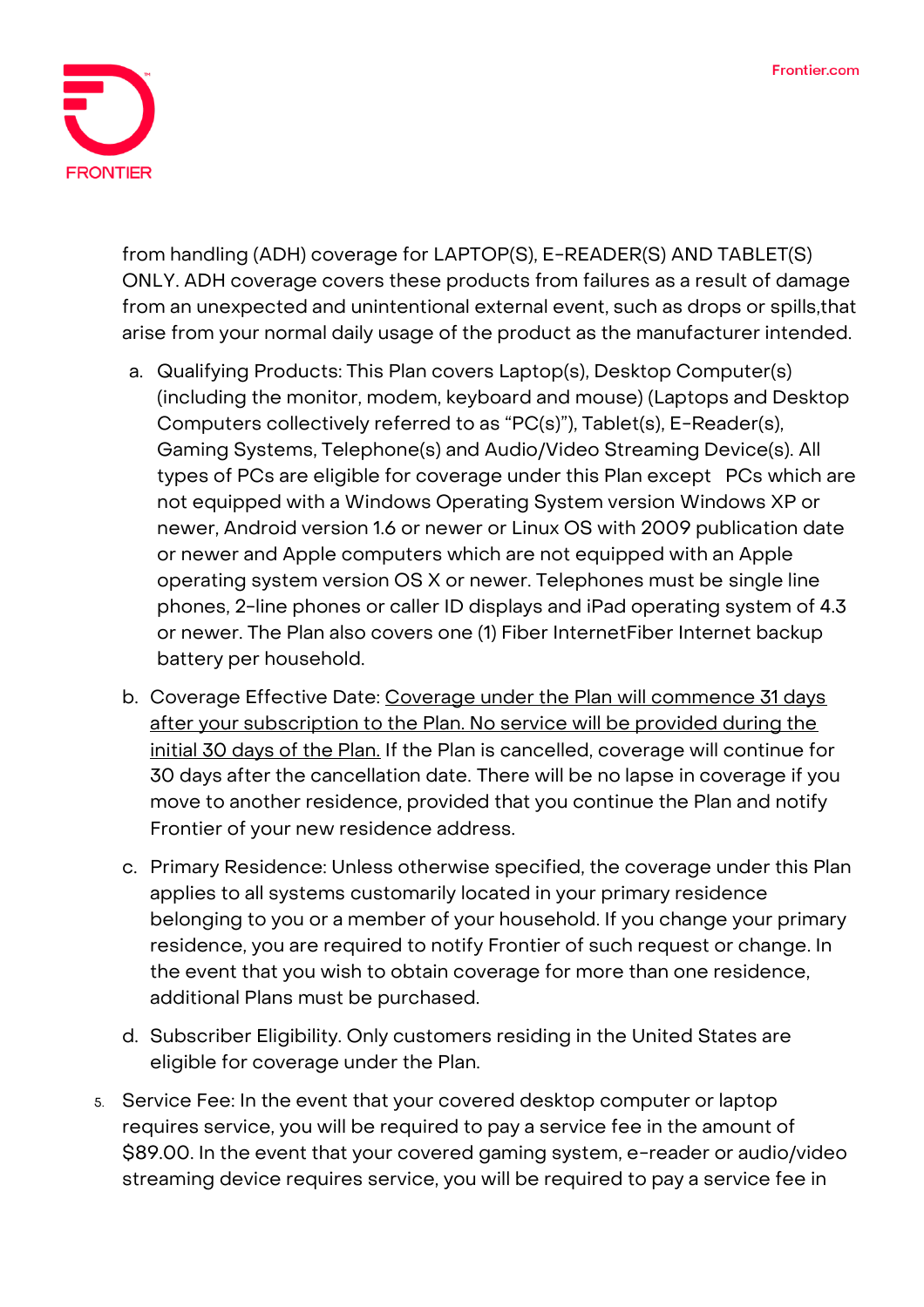from handling (ADH) coverage for LAPTOP(S), E-READER(S) AND TABLET(S) ONLY. ADH coverage covers these products from failures as a result of damage from an unexpected and unintentional external event, such as drops or spills,that arise from your normal daily usage of the product as the manufacturer intended.

a. Qualifying Products: This Plan covers Laptop(s), Desktop Computer(s) (including the monitor, modem, keyboard and mouse) (Laptops and Desktop Computers collectively referred to as "PC(s)"), Tablet(s), E-Reader(s), Gaming Systems, Telephone(s) and Audio/Video Streaming Device(s). All types of PCs are eligible for coverage under this Plan except PCs which are not equipped with a Windows Operating System version Windows XP or newer, Android version 1.6 or newer or Linux OS with 2009 publication date or newer and Apple computers which are not equipped with an Apple operating system version OS X or newer. Telephones must be single line phones, 2-line phones or caller ID displays and iPad operating system of 4.3 or newer. The Plan also covers one (1) Fiber InternetFiber Internet backup battery per household.

b. Coverage Effective Date: <u>Coverage under the Plan will commence 31 days after your subscription to the Plan. No service will be provided during the initial 30 days of the Plan.</u> If the Plan is cancelled, coverage will continue for 30 days after the cancellation date. There will be no lapse in coverage if you move to another residence, provided that you continue the Plan and notify Frontier of your new residence address.

c. Primary Residence: Unless otherwise specified, the coverage under this Plan applies to all systems customarily located in your primary residence belonging to you or a member of your household. If you change your primary residence, you are required to notify Frontier of such request or change. In the event that you wish to obtain coverage for more than one residence, additional Plans must be purchased.

d. Subscriber Eligibility. Only customers residing in the United States are eligible for coverage under the Plan.

5. Service Fee: In the event that your covered desktop computer or laptop requires service, you will be required to pay a service fee in the amount of $89.00. In the event that your covered gaming system, e-reader or audio/video streaming device requires service, you will be required to pay a service fee in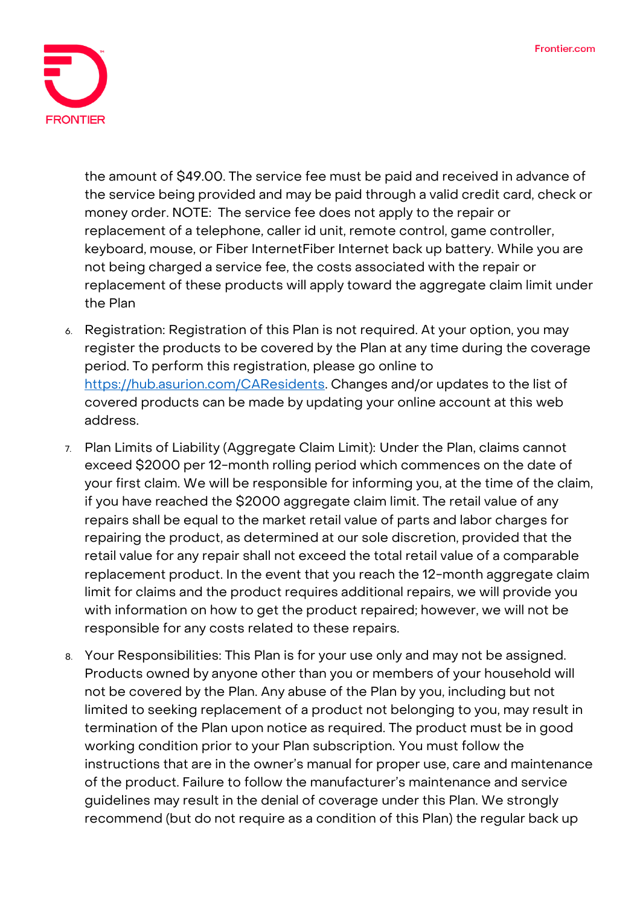the amount of $49.00. The service fee must be paid and received in advance of the service being provided and may be paid through a valid credit card, check or money order. NOTE: The service fee does not apply to the repair or replacement of a telephone, caller id unit, remote control, game controller, keyboard, mouse, or Fiber InternetFiber Internet back up battery. While you are not being charged a service fee, the costs associated with the repair or replacement of these products will apply toward the aggregate claim limit under the Plan

6. Registration: Registration of this Plan is not required. At your option, you may register the products to be covered by the Plan at any time during the coverage period. To perform this registration, please go online to https://hub.asurion.com/CAResidents. Changes and/or updates to the list of covered products can be made by updating your online account at this web address.

7. Plan Limits of Liability (Aggregate Claim Limit): Under the Plan, claims cannot exceed $2000 per 12-month rolling period which commences on the date of your first claim. We will be responsible for informing you, at the time of the claim, if you have reached the $2000 aggregate claim limit. The retail value of any repairs shall be equal to the market retail value of parts and labor charges for repairing the product, as determined at our sole discretion, provided that the retail value for any repair shall not exceed the total retail value of a comparable replacement product. In the event that you reach the 12-month aggregate claim limit for claims and the product requires additional repairs, we will provide you with information on how to get the product repaired; however, we will not be responsible for any costs related to these repairs.

8. Your Responsibilities: This Plan is for your use only and may not be assigned. Products owned by anyone other than you or members of your household will not be covered by the Plan. Any abuse of the Plan by you, including but not limited to seeking replacement of a product not belonging to you, may result in termination of the Plan upon notice as required. The product must be in good working condition prior to your Plan subscription. You must follow the instructions that are in the owner's manual for proper use, care and maintenance of the product. Failure to follow the manufacturer's maintenance and service guidelines may result in the denial of coverage under this Plan. We strongly recommend (but do not require as a condition of this Plan) the regular back up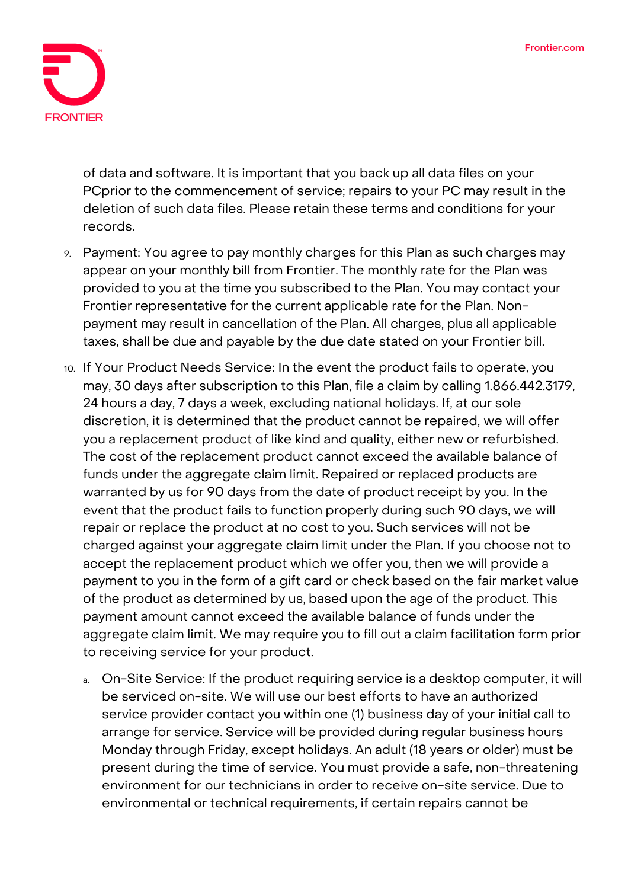of data and software. It is important that you back up all data files on your PCprior to the commencement of service; repairs to your PC may result in the deletion of such data files. Please retain these terms and conditions for your records.

9. Payment: You agree to pay monthly charges for this Plan as such charges may appear on your monthly bill from Frontier. The monthly rate for the Plan was provided to you at the time you subscribed to the Plan. You may contact your Frontier representative for the current applicable rate for the Plan. Non-payment may result in cancellation of the Plan. All charges, plus all applicable taxes, shall be due and payable by the due date stated on your Frontier bill.
10. If Your Product Needs Service: In the event the product fails to operate, you may, 30 days after subscription to this Plan, file a claim by calling 1.866.442.3179, 24 hours a day, 7 days a week, excluding national holidays. If, at our sole discretion, it is determined that the product cannot be repaired, we will offer you a replacement product of like kind and quality, either new or refurbished. The cost of the replacement product cannot exceed the available balance of funds under the aggregate claim limit. Repaired or replaced products are warranted by us for 90 days from the date of product receipt by you. In the event that the product fails to function properly during such 90 days, we will repair or replace the product at no cost to you. Such services will not be charged against your aggregate claim limit under the Plan. If you choose not to accept the replacement product which we offer you, then we will provide a payment to you in the form of a gift card or check based on the fair market value of the product as determined by us, based upon the age of the product. This payment amount cannot exceed the available balance of funds under the aggregate claim limit. We may require you to fill out a claim facilitation form prior to receiving service for your product.
    a. On-Site Service: If the product requiring service is a desktop computer, it will be serviced on-site. We will use our best efforts to have an authorized service provider contact you within one (1) business day of your initial call to arrange for service. Service will be provided during regular business hours Monday through Friday, except holidays. An adult (18 years or older) must be present during the time of service. You must provide a safe, non-threatening environment for our technicians in order to receive on-site service. Due to environmental or technical requirements, if certain repairs cannot be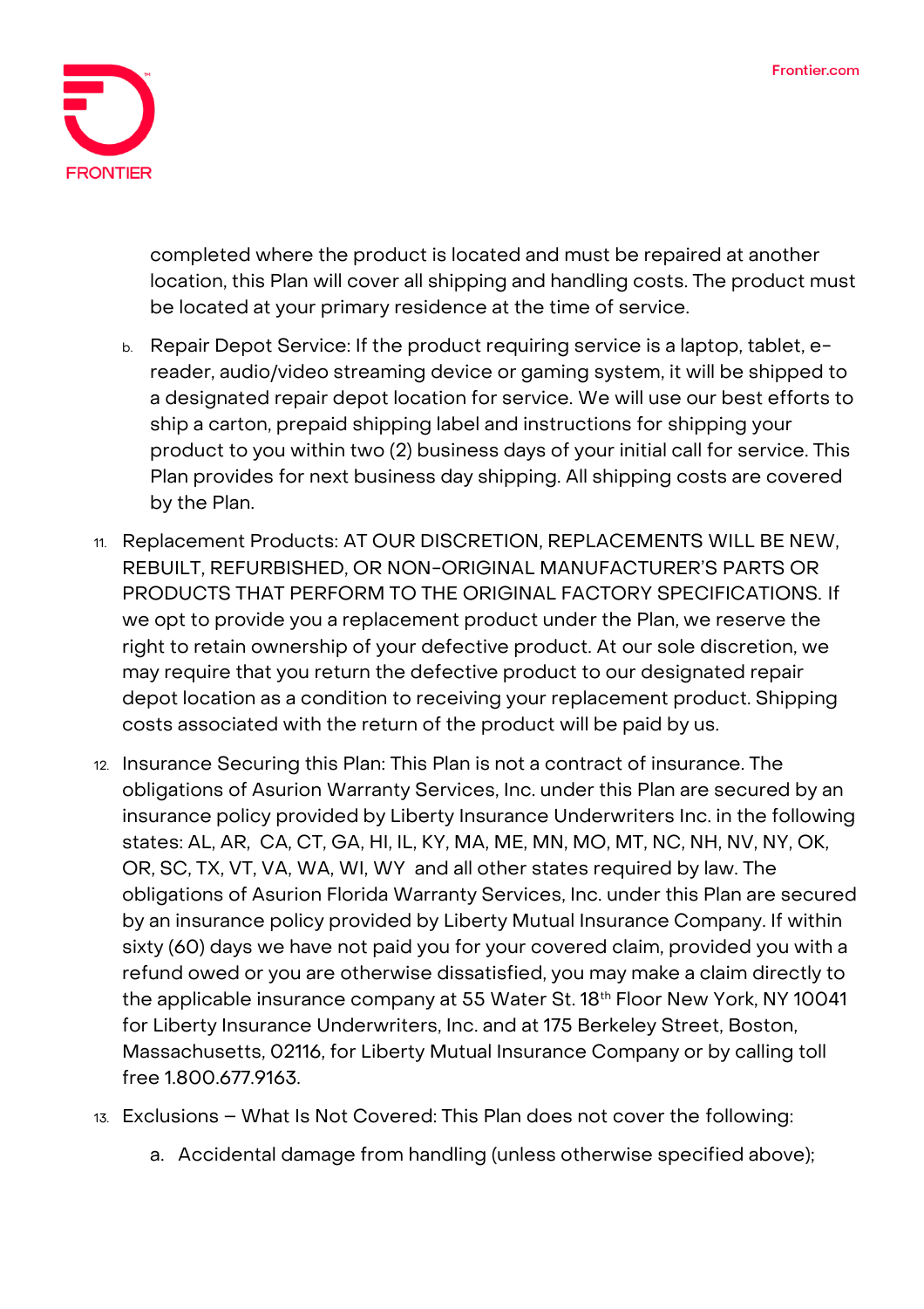completed where the product is located and must be repaired at another location, this Plan will cover all shipping and handling costs. The product must be located at your primary residence at the time of service.

   b. Repair Depot Service: If the product requiring service is a laptop, tablet, e-reader, audio/video streaming device or gaming system, it will be shipped to a designated repair depot location for service. We will use our best efforts to ship a carton, prepaid shipping label and instructions for shipping your product to you within two (2) business days of your initial call for service. This Plan provides for next business day shipping. All shipping costs are covered by the Plan.

11. Replacement Products: AT OUR DISCRETION, REPLACEMENTS WILL BE NEW, REBUILT, REFURBISHED, OR NON-ORIGINAL MANUFACTURER'S PARTS OR PRODUCTS THAT PERFORM TO THE ORIGINAL FACTORY SPECIFICATIONS. If we opt to provide you a replacement product under the Plan, we reserve the right to retain ownership of your defective product. At our sole discretion, we may require that you return the defective product to our designated repair depot location as a condition to receiving your replacement product. Shipping costs associated with the return of the product will be paid by us.

12. Insurance Securing this Plan: This Plan is not a contract of insurance. The obligations of Asurion Warranty Services, Inc. under this Plan are secured by an insurance policy provided by Liberty Insurance Underwriters Inc. in the following states: AL, AR, CA, CT, GA, HI, IL, KY, MA, ME, MN, MO, MT, NC, NH, NV, NY, OK, OR, SC, TX, VT, VA, WA, WI, WY and all other states required by law. The obligations of Asurion Florida Warranty Services, Inc. under this Plan are secured by an insurance policy provided by Liberty Mutual Insurance Company. If within sixty (60) days we have not paid you for your covered claim, provided you with a refund owed or you are otherwise dissatisfied, you may make a claim directly to the applicable insurance company at 55 Water St. 18th Floor New York, NY 10041 for Liberty Insurance Underwriters, Inc. and at 175 Berkeley Street, Boston, Massachusetts, 02116, for Liberty Mutual Insurance Company or by calling toll free 1.800.677.9163.

13. Exclusions – What Is Not Covered: This Plan does not cover the following:

    a. Accidental damage from handling (unless otherwise specified above);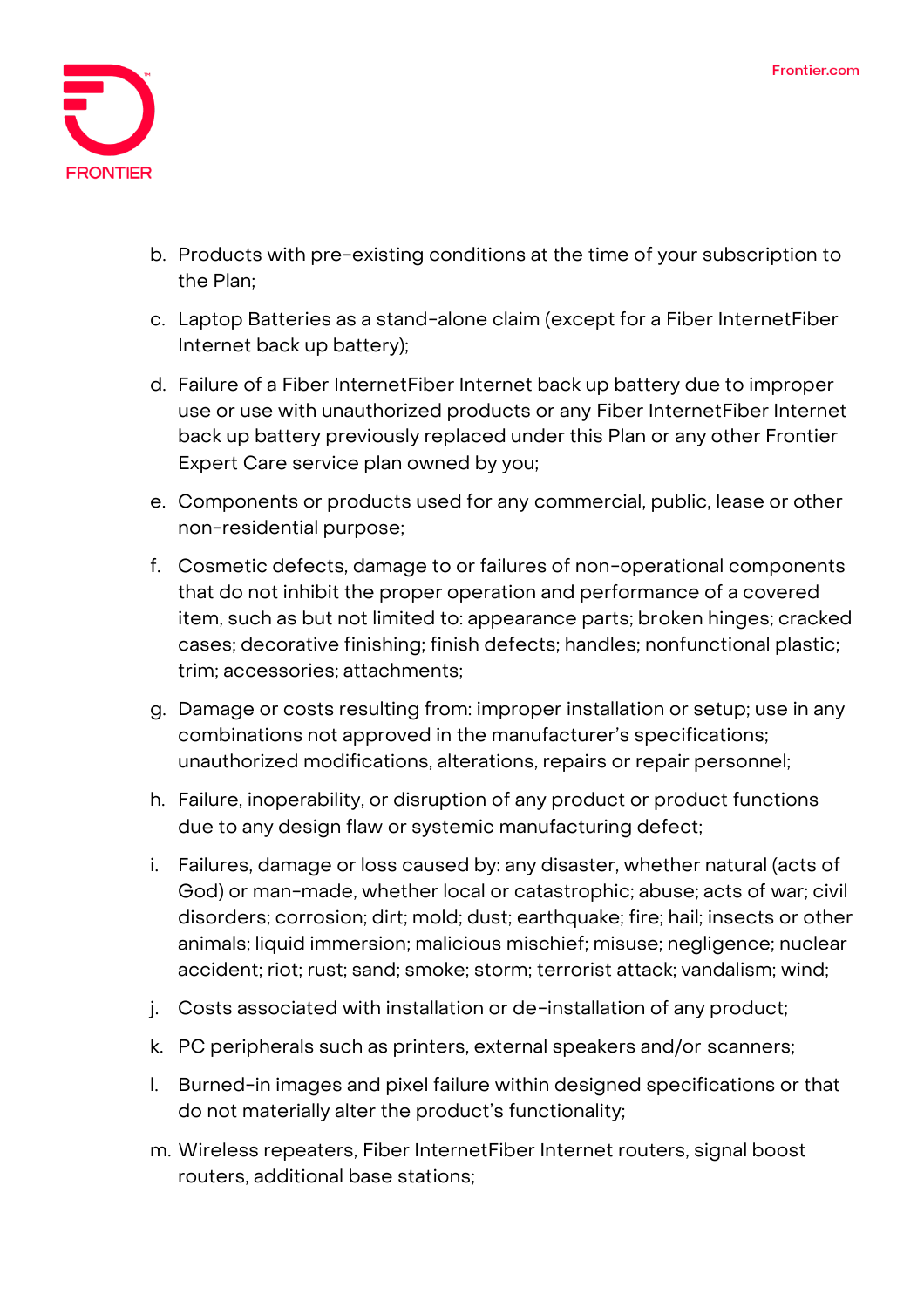b. Products with pre-existing conditions at the time of your subscription to the Plan;

c. Laptop Batteries as a stand-alone claim (except for a Fiber InternetFiber Internet back up battery);

d. Failure of a Fiber InternetFiber Internet back up battery due to improper use or use with unauthorized products or any Fiber InternetFiber Internet back up battery previously replaced under this Plan or any other Frontier Expert Care service plan owned by you;

e. Components or products used for any commercial, public, lease or other non-residential purpose;

f. Cosmetic defects, damage to or failures of non-operational components that do not inhibit the proper operation and performance of a covered item, such as but not limited to: appearance parts; broken hinges; cracked cases; decorative finishing; finish defects; handles; nonfunctional plastic; trim; accessories; attachments;

g. Damage or costs resulting from: improper installation or setup; use in any combinations not approved in the manufacturer's specifications; unauthorized modifications, alterations, repairs or repair personnel;

h. Failure, inoperability, or disruption of any product or product functions due to any design flaw or systemic manufacturing defect;

i. Failures, damage or loss caused by: any disaster, whether natural (acts of God) or man-made, whether local or catastrophic; abuse; acts of war; civil disorders; corrosion; dirt; mold; dust; earthquake; fire; hail; insects or other animals; liquid immersion; malicious mischief; misuse; negligence; nuclear accident; riot; rust; sand; smoke; storm; terrorist attack; vandalism; wind;

j. Costs associated with installation or de-installation of any product;

k. PC peripherals such as printers, external speakers and/or scanners;

l. Burned-in images and pixel failure within designed specifications or that do not materially alter the product's functionality;

m. Wireless repeaters, Fiber InternetFiber Internet routers, signal boost routers, additional base stations;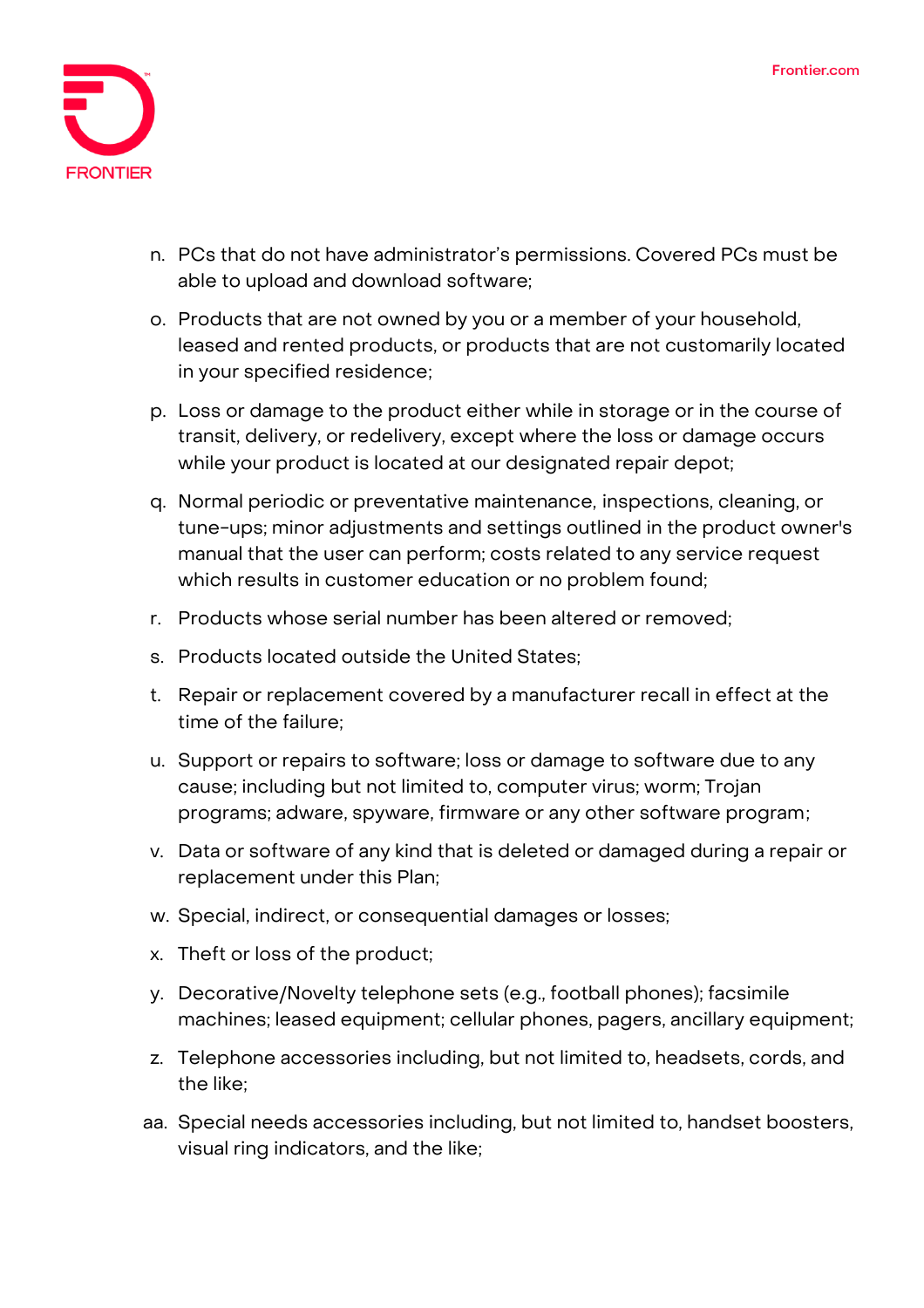n. PCs that do not have administrator's permissions. Covered PCs must be able to upload and download software;

o. Products that are not owned by you or a member of your household, leased and rented products, or products that are not customarily located in your specified residence;

p. Loss or damage to the product either while in storage or in the course of transit, delivery, or redelivery, except where the loss or damage occurs while your product is located at our designated repair depot;

q. Normal periodic or preventative maintenance, inspections, cleaning, or tune-ups; minor adjustments and settings outlined in the product owner's manual that the user can perform; costs related to any service request which results in customer education or no problem found;

r. Products whose serial number has been altered or removed;

s. Products located outside the United States;

t. Repair or replacement covered by a manufacturer recall in effect at the time of the failure;

u. Support or repairs to software; loss or damage to software due to any cause; including but not limited to, computer virus; worm; Trojan programs; adware, spyware, firmware or any other software program;

v. Data or software of any kind that is deleted or damaged during a repair or replacement under this Plan;

w. Special, indirect, or consequential damages or losses;

x. Theft or loss of the product;

y. Decorative/Novelty telephone sets (e.g., football phones); facsimile machines; leased equipment; cellular phones, pagers, ancillary equipment;

z. Telephone accessories including, but not limited to, headsets, cords, and the like;

aa. Special needs accessories including, but not limited to, handset boosters, visual ring indicators, and the like;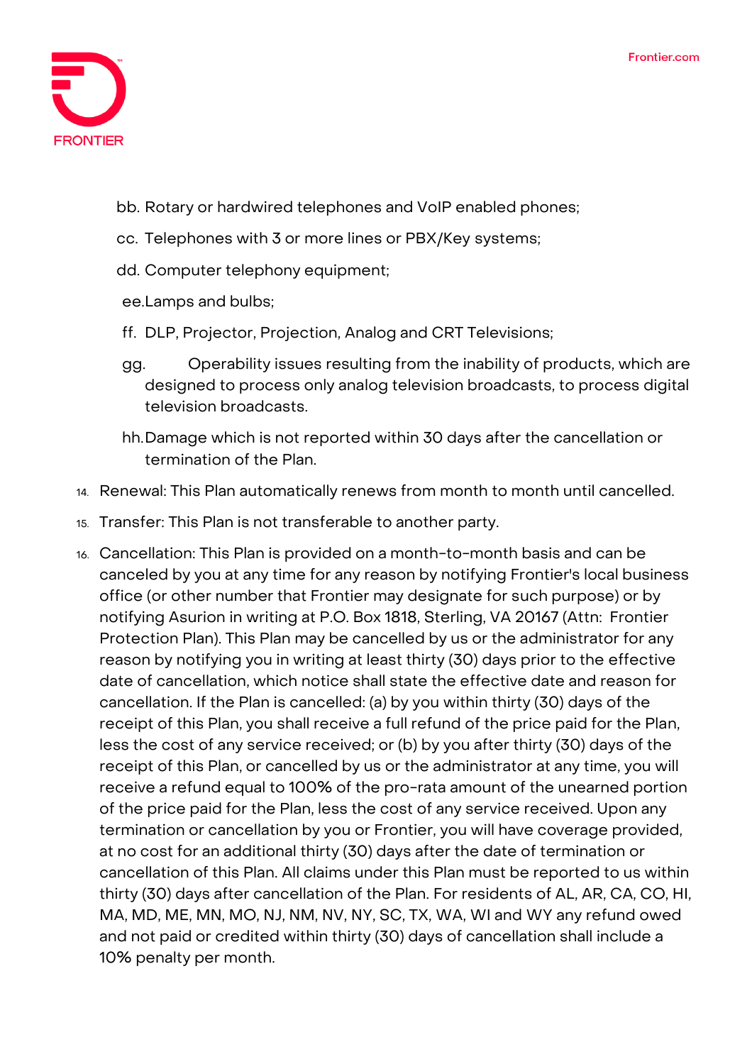bb. Rotary or hardwired telephones and VoIP enabled phones;

cc. Telephones with 3 or more lines or PBX/Key systems;

dd. Computer telephony equipment;

ee. Lamps and bulbs;

ff. DLP, Projector, Projection, Analog and CRT Televisions;

gg. Operability issues resulting from the inability of products, which are designed to process only analog television broadcasts, to process digital television broadcasts.

hh. Damage which is not reported within 30 days after the cancellation or termination of the Plan.

14. Renewal: This Plan automatically renews from month to month until cancelled.
15. Transfer: This Plan is not transferable to another party.
16. Cancellation: This Plan is provided on a month-to-month basis and can be canceled by you at any time for any reason by notifying Frontier's local business office (or other number that Frontier may designate for such purpose) or by notifying Asurion in writing at P.O. Box 1818, Sterling, VA 20167 (Attn: Frontier Protection Plan). This Plan may be cancelled by us or the administrator for any reason by notifying you in writing at least thirty (30) days prior to the effective date of cancellation, which notice shall state the effective date and reason for cancellation. If the Plan is cancelled: (a) by you within thirty (30) days of the receipt of this Plan, you shall receive a full refund of the price paid for the Plan, less the cost of any service received; or (b) by you after thirty (30) days of the receipt of this Plan, or cancelled by us or the administrator at any time, you will receive a refund equal to 100% of the pro-rata amount of the unearned portion of the price paid for the Plan, less the cost of any service received. Upon any termination or cancellation by you or Frontier, you will have coverage provided, at no cost for an additional thirty (30) days after the date of termination or cancellation of this Plan. All claims under this Plan must be reported to us within thirty (30) days after cancellation of the Plan. For residents of AL, AR, CA, CO, HI, MA, MD, ME, MN, MO, NJ, NM, NV, NY, SC, TX, WA, WI and WY any refund owed and not paid or credited within thirty (30) days of cancellation shall include a 10% penalty per month.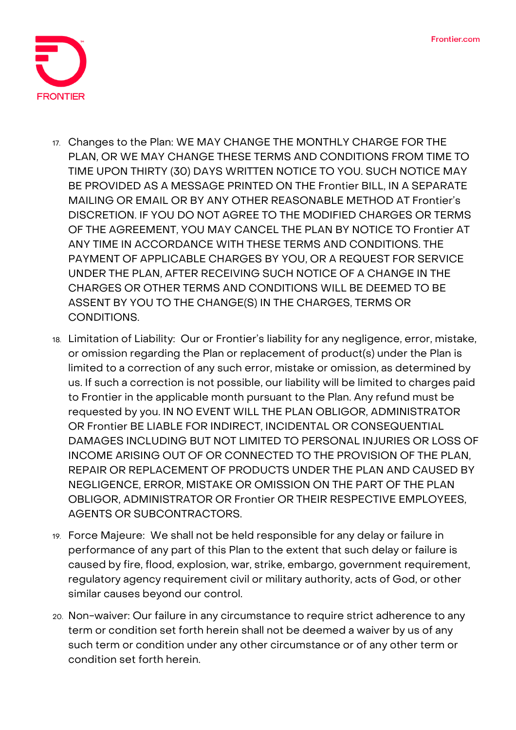17. Changes to the Plan: WE MAY CHANGE THE MONTHLY CHARGE FOR THE PLAN, OR WE MAY CHANGE THESE TERMS AND CONDITIONS FROM TIME TO TIME UPON THIRTY (30) DAYS WRITTEN NOTICE TO YOU. SUCH NOTICE MAY BE PROVIDED AS A MESSAGE PRINTED ON THE Frontier BILL, IN A SEPARATE MAILING OR EMAIL OR BY ANY OTHER REASONABLE METHOD AT Frontier's DISCRETION. IF YOU DO NOT AGREE TO THE MODIFIED CHARGES OR TERMS OF THE AGREEMENT, YOU MAY CANCEL THE PLAN BY NOTICE TO Frontier AT ANY TIME IN ACCORDANCE WITH THESE TERMS AND CONDITIONS. THE PAYMENT OF APPLICABLE CHARGES BY YOU, OR A REQUEST FOR SERVICE UNDER THE PLAN, AFTER RECEIVING SUCH NOTICE OF A CHANGE IN THE CHARGES OR OTHER TERMS AND CONDITIONS WILL BE DEEMED TO BE ASSENT BY YOU TO THE CHANGE(S) IN THE CHARGES, TERMS OR CONDITIONS.
18. Limitation of Liability: Our or Frontier's liability for any negligence, error, mistake, or omission regarding the Plan or replacement of product(s) under the Plan is limited to a correction of any such error, mistake or omission, as determined by us. If such a correction is not possible, our liability will be limited to charges paid to Frontier in the applicable month pursuant to the Plan. Any refund must be requested by you. IN NO EVENT WILL THE PLAN OBLIGOR, ADMINISTRATOR OR Frontier BE LIABLE FOR INDIRECT, INCIDENTAL OR CONSEQUENTIAL DAMAGES INCLUDING BUT NOT LIMITED TO PERSONAL INJURIES OR LOSS OF INCOME ARISING OUT OF OR CONNECTED TO THE PROVISION OF THE PLAN, REPAIR OR REPLACEMENT OF PRODUCTS UNDER THE PLAN AND CAUSED BY NEGLIGENCE, ERROR, MISTAKE OR OMISSION ON THE PART OF THE PLAN OBLIGOR, ADMINISTRATOR OR Frontier OR THEIR RESPECTIVE EMPLOYEES, AGENTS OR SUBCONTRACTORS.
19. Force Majeure: We shall not be held responsible for any delay or failure in performance of any part of this Plan to the extent that such delay or failure is caused by fire, flood, explosion, war, strike, embargo, government requirement, regulatory agency requirement civil or military authority, acts of God, or other similar causes beyond our control.
20. Non-waiver: Our failure in any circumstance to require strict adherence to any term or condition set forth herein shall not be deemed a waiver by us of any such term or condition under any other circumstance or of any other term or condition set forth herein.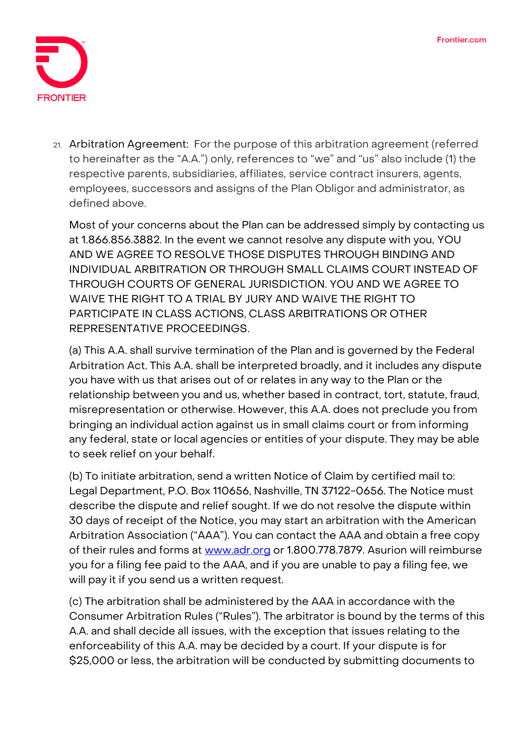21. Arbitration Agreement: For the purpose of this arbitration agreement (referred to hereinafter as the "A.A.") only, references to "we" and "us" also include (1) the respective parents, subsidiaries, affiliates, service contract insurers, agents, employees, successors and assigns of the Plan Obligor and administrator, as defined above.

    Most of your concerns about the Plan can be addressed simply by contacting us at 1.866.856.3882. In the event we cannot resolve any dispute with you, YOU AND WE AGREE TO RESOLVE THOSE DISPUTES THROUGH BINDING AND INDIVIDUAL ARBITRATION OR THROUGH SMALL CLAIMS COURT INSTEAD OF THROUGH COURTS OF GENERAL JURISDICTION. YOU AND WE AGREE TO WAIVE THE RIGHT TO A TRIAL BY JURY AND WAIVE THE RIGHT TO PARTICIPATE IN CLASS ACTIONS, CLASS ARBITRATIONS OR OTHER REPRESENTATIVE PROCEEDINGS.

    (a) This A.A. shall survive termination of the Plan and is governed by the Federal Arbitration Act. This A.A. shall be interpreted broadly, and it includes any dispute you have with us that arises out of or relates in any way to the Plan or the relationship between you and us, whether based in contract, tort, statute, fraud, misrepresentation or otherwise. However, this A.A. does not preclude you from bringing an individual action against us in small claims court or from informing any federal, state or local agencies or entities of your dispute. They may be able to seek relief on your behalf.

    (b) To initiate arbitration, send a written Notice of Claim by certified mail to: Legal Department, P.O. Box 110656, Nashville, TN 37122-0656. The Notice must describe the dispute and relief sought. If we do not resolve the dispute within 30 days of receipt of the Notice, you may start an arbitration with the American Arbitration Association ("AAA"). You can contact the AAA and obtain a free copy of their rules and forms at [www.adr.org](http://www.adr.org) or 1.800.778.7879. Asurion will reimburse you for a filing fee paid to the AAA, and if you are unable to pay a filing fee, we will pay it if you send us a written request.

    (c) The arbitration shall be administered by the AAA in accordance with the Consumer Arbitration Rules ("Rules"). The arbitrator is bound by the terms of this A.A. and shall decide all issues, with the exception that issues relating to the enforceability of this A.A. may be decided by a court. If your dispute is for $25,000 or less, the arbitration will be conducted by submitting documents to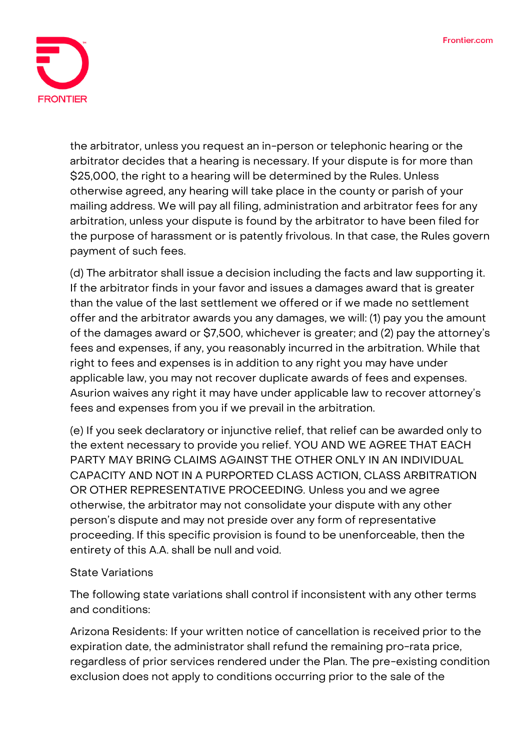the arbitrator, unless you request an in-person or telephonic hearing or the arbitrator decides that a hearing is necessary. If your dispute is for more than $25,000, the right to a hearing will be determined by the Rules. Unless otherwise agreed, any hearing will take place in the county or parish of your mailing address. We will pay all filing, administration and arbitrator fees for any arbitration, unless your dispute is found by the arbitrator to have been filed for the purpose of harassment or is patently frivolous. In that case, the Rules govern payment of such fees.

(d) The arbitrator shall issue a decision including the facts and law supporting it. If the arbitrator finds in your favor and issues a damages award that is greater than the value of the last settlement we offered or if we made no settlement offer and the arbitrator awards you any damages, we will: (1) pay you the amount of the damages award or $7,500, whichever is greater; and (2) pay the attorney's fees and expenses, if any, you reasonably incurred in the arbitration. While that right to fees and expenses is in addition to any right you may have under applicable law, you may not recover duplicate awards of fees and expenses. Asurion waives any right it may have under applicable law to recover attorney's fees and expenses from you if we prevail in the arbitration.

(e) If you seek declaratory or injunctive relief, that relief can be awarded only to the extent necessary to provide you relief. YOU AND WE AGREE THAT EACH PARTY MAY BRING CLAIMS AGAINST THE OTHER ONLY IN AN INDIVIDUAL CAPACITY AND NOT IN A PURPORTED CLASS ACTION, CLASS ARBITRATION OR OTHER REPRESENTATIVE PROCEEDING. Unless you and we agree otherwise, the arbitrator may not consolidate your dispute with any other person's dispute and may not preside over any form of representative proceeding. If this specific provision is found to be unenforceable, then the entirety of this A.A. shall be null and void.

State Variations

The following state variations shall control if inconsistent with any other terms and conditions:

Arizona Residents: If your written notice of cancellation is received prior to the expiration date, the administrator shall refund the remaining pro-rata price, regardless of prior services rendered under the Plan. The pre-existing condition exclusion does not apply to conditions occurring prior to the sale of the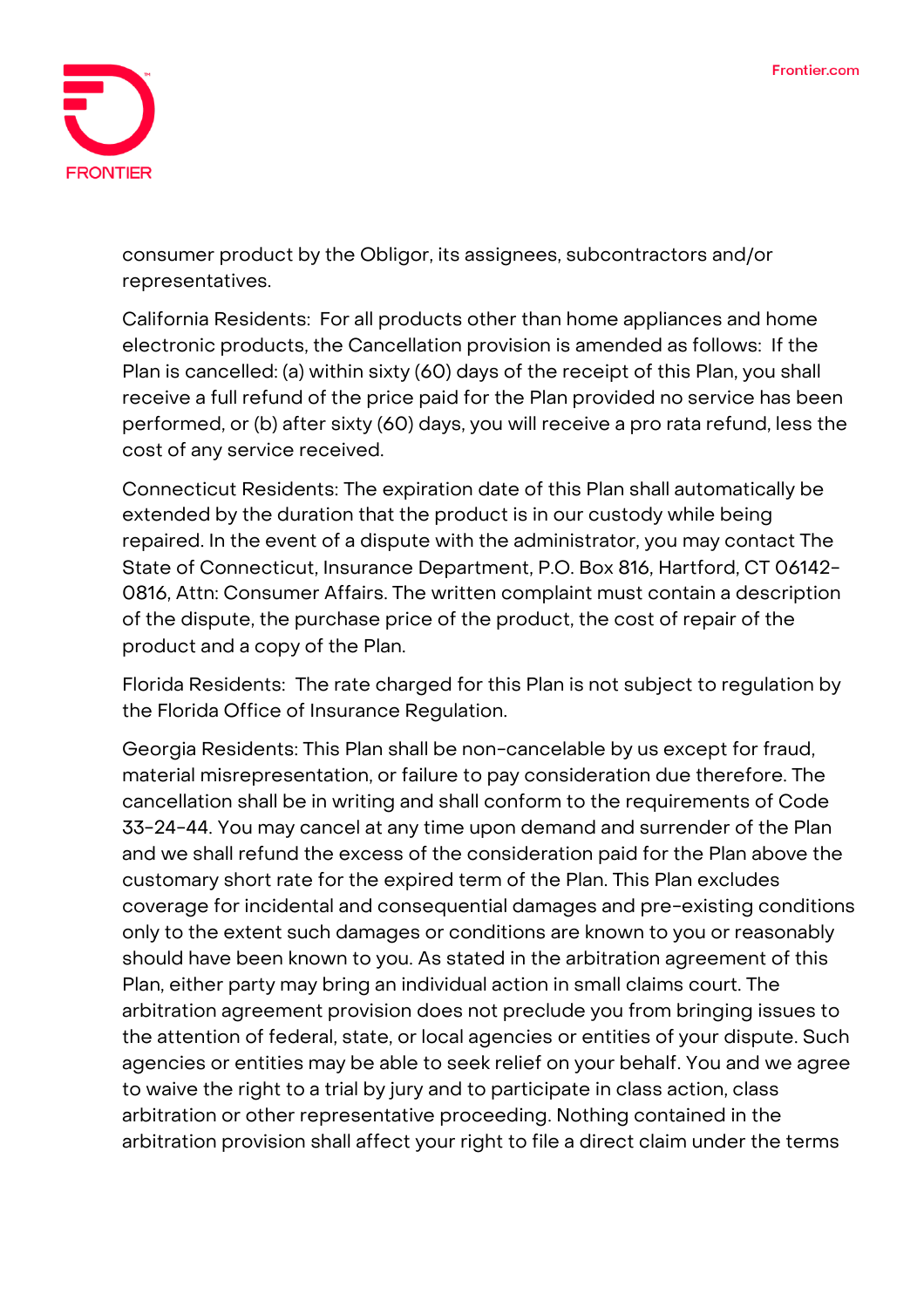consumer product by the Obligor, its assignees, subcontractors and/or representatives.

California Residents: For all products other than home appliances and home electronic products, the Cancellation provision is amended as follows: If the Plan is cancelled: (a) within sixty (60) days of the receipt of this Plan, you shall receive a full refund of the price paid for the Plan provided no service has been performed, or (b) after sixty (60) days, you will receive a pro rata refund, less the cost of any service received.

Connecticut Residents: The expiration date of this Plan shall automatically be extended by the duration that the product is in our custody while being repaired. In the event of a dispute with the administrator, you may contact The State of Connecticut, Insurance Department, P.O. Box 816, Hartford, CT 06142-0816, Attn: Consumer Affairs. The written complaint must contain a description of the dispute, the purchase price of the product, the cost of repair of the product and a copy of the Plan.

Florida Residents: The rate charged for this Plan is not subject to regulation by the Florida Office of Insurance Regulation.

Georgia Residents: This Plan shall be non-cancelable by us except for fraud, material misrepresentation, or failure to pay consideration due therefore. The cancellation shall be in writing and shall conform to the requirements of Code 33-24-44. You may cancel at any time upon demand and surrender of the Plan and we shall refund the excess of the consideration paid for the Plan above the customary short rate for the expired term of the Plan. This Plan excludes coverage for incidental and consequential damages and pre-existing conditions only to the extent such damages or conditions are known to you or reasonably should have been known to you. As stated in the arbitration agreement of this Plan, either party may bring an individual action in small claims court. The arbitration agreement provision does not preclude you from bringing issues to the attention of federal, state, or local agencies or entities of your dispute. Such agencies or entities may be able to seek relief on your behalf. You and we agree to waive the right to a trial by jury and to participate in class action, class arbitration or other representative proceeding. Nothing contained in the arbitration provision shall affect your right to file a direct claim under the terms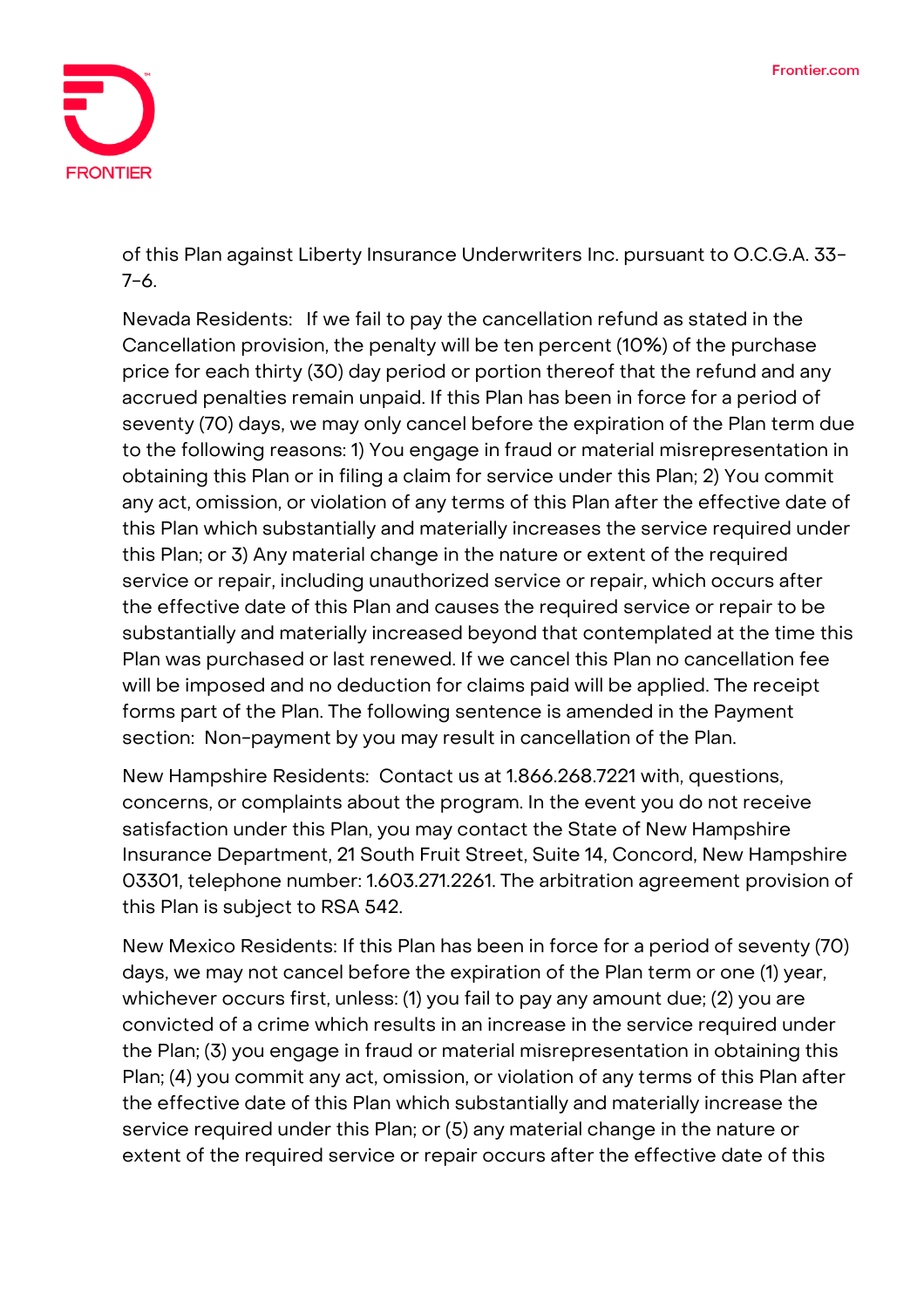of this Plan against Liberty Insurance Underwriters Inc. pursuant to O.C.G.A. 33-7-6.

Nevada Residents: If we fail to pay the cancellation refund as stated in the Cancellation provision, the penalty will be ten percent (10%) of the purchase price for each thirty (30) day period or portion thereof that the refund and any accrued penalties remain unpaid. If this Plan has been in force for a period of seventy (70) days, we may only cancel before the expiration of the Plan term due to the following reasons: 1) You engage in fraud or material misrepresentation in obtaining this Plan or in filing a claim for service under this Plan; 2) You commit any act, omission, or violation of any terms of this Plan after the effective date of this Plan which substantially and materially increases the service required under this Plan; or 3) Any material change in the nature or extent of the required service or repair, including unauthorized service or repair, which occurs after the effective date of this Plan and causes the required service or repair to be substantially and materially increased beyond that contemplated at the time this Plan was purchased or last renewed. If we cancel this Plan no cancellation fee will be imposed and no deduction for claims paid will be applied. The receipt forms part of the Plan. The following sentence is amended in the Payment section: Non-payment by you may result in cancellation of the Plan.

New Hampshire Residents: Contact us at 1.866.268.7221 with, questions, concerns, or complaints about the program. In the event you do not receive satisfaction under this Plan, you may contact the State of New Hampshire Insurance Department, 21 South Fruit Street, Suite 14, Concord, New Hampshire 03301, telephone number: 1.603.271.2261. The arbitration agreement provision of this Plan is subject to RSA 542.

New Mexico Residents: If this Plan has been in force for a period of seventy (70) days, we may not cancel before the expiration of the Plan term or one (1) year, whichever occurs first, unless: (1) you fail to pay any amount due; (2) you are convicted of a crime which results in an increase in the service required under the Plan; (3) you engage in fraud or material misrepresentation in obtaining this Plan; (4) you commit any act, omission, or violation of any terms of this Plan after the effective date of this Plan which substantially and materially increase the service required under this Plan; or (5) any material change in the nature or extent of the required service or repair occurs after the effective date of this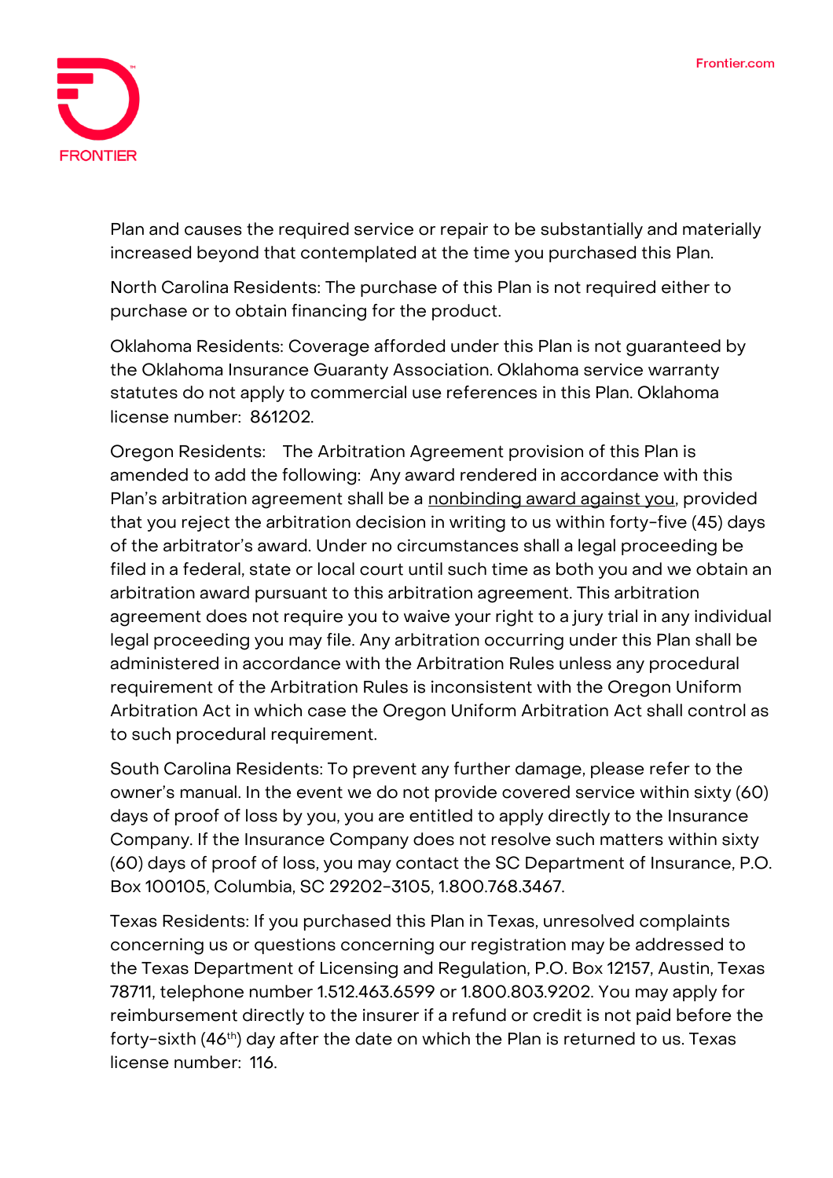Plan and causes the required service or repair to be substantially and materially increased beyond that contemplated at the time you purchased this Plan.

North Carolina Residents: The purchase of this Plan is not required either to purchase or to obtain financing for the product.

Oklahoma Residents: Coverage afforded under this Plan is not guaranteed by the Oklahoma Insurance Guaranty Association. Oklahoma service warranty statutes do not apply to commercial use references in this Plan. Oklahoma license number: 861202.

Oregon Residents: The Arbitration Agreement provision of this Plan is amended to add the following: Any award rendered in accordance with this Plan's arbitration agreement shall be a <u>nonbinding award against you</u>, provided that you reject the arbitration decision in writing to us within forty-five (45) days of the arbitrator's award. Under no circumstances shall a legal proceeding be filed in a federal, state or local court until such time as both you and we obtain an arbitration award pursuant to this arbitration agreement. This arbitration agreement does not require you to waive your right to a jury trial in any individual legal proceeding you may file. Any arbitration occurring under this Plan shall be administered in accordance with the Arbitration Rules unless any procedural requirement of the Arbitration Rules is inconsistent with the Oregon Uniform Arbitration Act in which case the Oregon Uniform Arbitration Act shall control as to such procedural requirement.

South Carolina Residents: To prevent any further damage, please refer to the owner's manual. In the event we do not provide covered service within sixty (60) days of proof of loss by you, you are entitled to apply directly to the Insurance Company. If the Insurance Company does not resolve such matters within sixty (60) days of proof of loss, you may contact the SC Department of Insurance, P.O. Box 100105, Columbia, SC 29202-3105, 1.800.768.3467.

Texas Residents: If you purchased this Plan in Texas, unresolved complaints concerning us or questions concerning our registration may be addressed to the Texas Department of Licensing and Regulation, P.O. Box 12157, Austin, Texas 78711, telephone number 1.512.463.6599 or 1.800.803.9202. You may apply for reimbursement directly to the insurer if a refund or credit is not paid before the forty-sixth (46th) day after the date on which the Plan is returned to us. Texas license number: 116.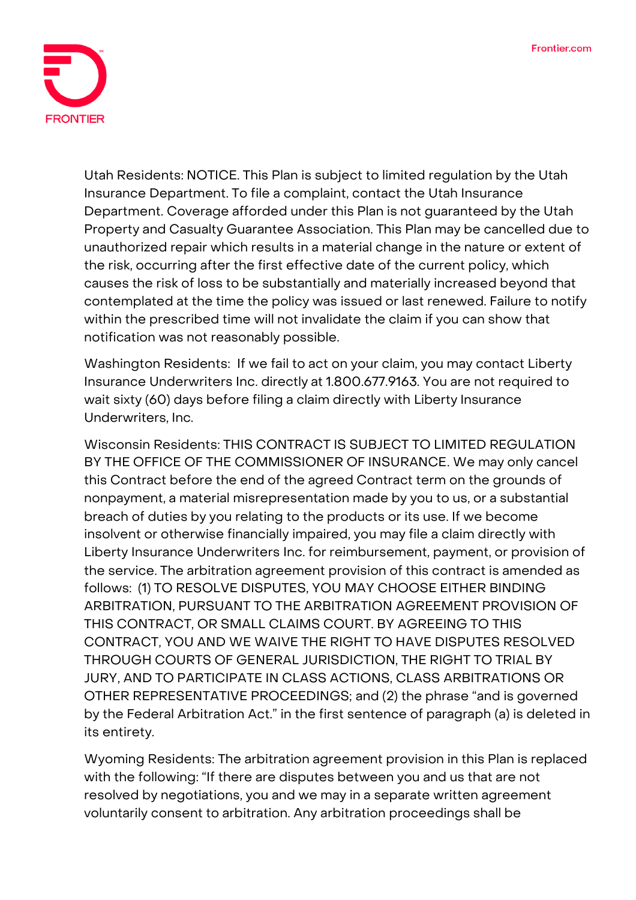Utah Residents: NOTICE. This Plan is subject to limited regulation by the Utah Insurance Department. To file a complaint, contact the Utah Insurance Department. Coverage afforded under this Plan is not guaranteed by the Utah Property and Casualty Guarantee Association. This Plan may be cancelled due to unauthorized repair which results in a material change in the nature or extent of the risk, occurring after the first effective date of the current policy, which causes the risk of loss to be substantially and materially increased beyond that contemplated at the time the policy was issued or last renewed. Failure to notify within the prescribed time will not invalidate the claim if you can show that notification was not reasonably possible.

Washington Residents: If we fail to act on your claim, you may contact Liberty Insurance Underwriters Inc. directly at 1.800.677.9163. You are not required to wait sixty (60) days before filing a claim directly with Liberty Insurance Underwriters, Inc.

Wisconsin Residents: THIS CONTRACT IS SUBJECT TO LIMITED REGULATION BY THE OFFICE OF THE COMMISSIONER OF INSURANCE. We may only cancel this Contract before the end of the agreed Contract term on the grounds of nonpayment, a material misrepresentation made by you to us, or a substantial breach of duties by you relating to the products or its use. If we become insolvent or otherwise financially impaired, you may file a claim directly with Liberty Insurance Underwriters Inc. for reimbursement, payment, or provision of the service. The arbitration agreement provision of this contract is amended as follows: (1) TO RESOLVE DISPUTES, YOU MAY CHOOSE EITHER BINDING ARBITRATION, PURSUANT TO THE ARBITRATION AGREEMENT PROVISION OF THIS CONTRACT, OR SMALL CLAIMS COURT. BY AGREEING TO THIS CONTRACT, YOU AND WE WAIVE THE RIGHT TO HAVE DISPUTES RESOLVED THROUGH COURTS OF GENERAL JURISDICTION, THE RIGHT TO TRIAL BY JURY, AND TO PARTICIPATE IN CLASS ACTIONS, CLASS ARBITRATIONS OR OTHER REPRESENTATIVE PROCEEDINGS; and (2) the phrase "and is governed by the Federal Arbitration Act." in the first sentence of paragraph (a) is deleted in its entirety.

Wyoming Residents: The arbitration agreement provision in this Plan is replaced with the following: "If there are disputes between you and us that are not resolved by negotiations, you and we may in a separate written agreement voluntarily consent to arbitration. Any arbitration proceedings shall be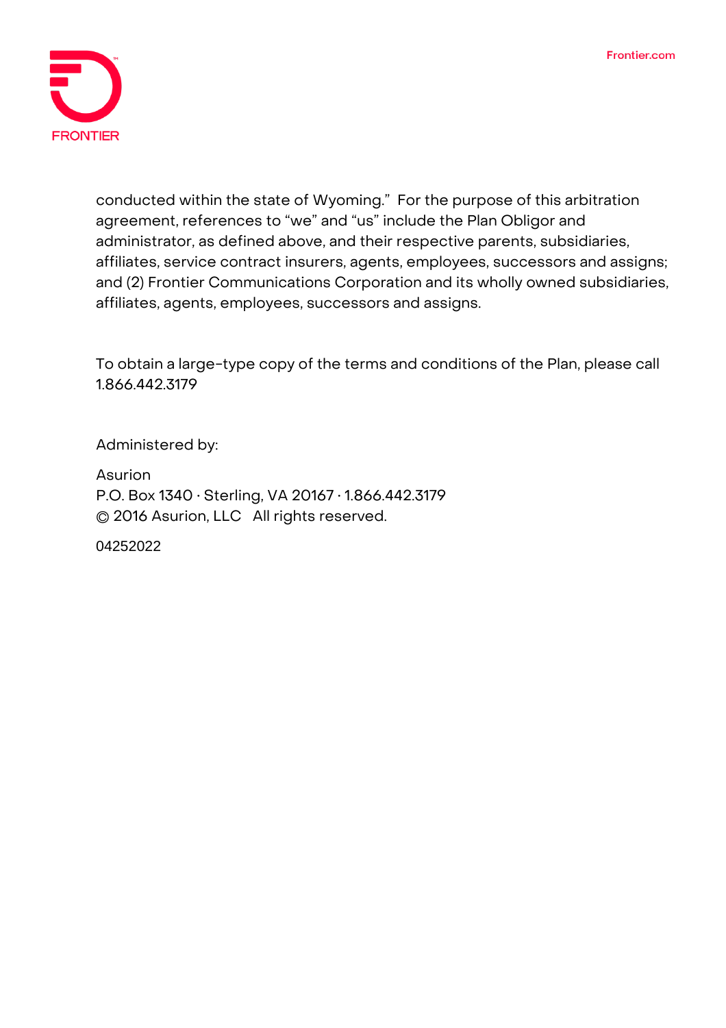conducted within the state of Wyoming." For the purpose of this arbitration agreement, references to "we" and "us" include the Plan Obligor and administrator, as defined above, and their respective parents, subsidiaries, affiliates, service contract insurers, agents, employees, successors and assigns; and (2) Frontier Communications Corporation and its wholly owned subsidiaries, affiliates, agents, employees, successors and assigns.

To obtain a large-type copy of the terms and conditions of the Plan, please call 1.866.442.3179

Administered by:

Asurion
P.O. Box 1340 · Sterling, VA 20167 · 1.866.442.3179
© 2016 Asurion, LLC All rights reserved.

04252022